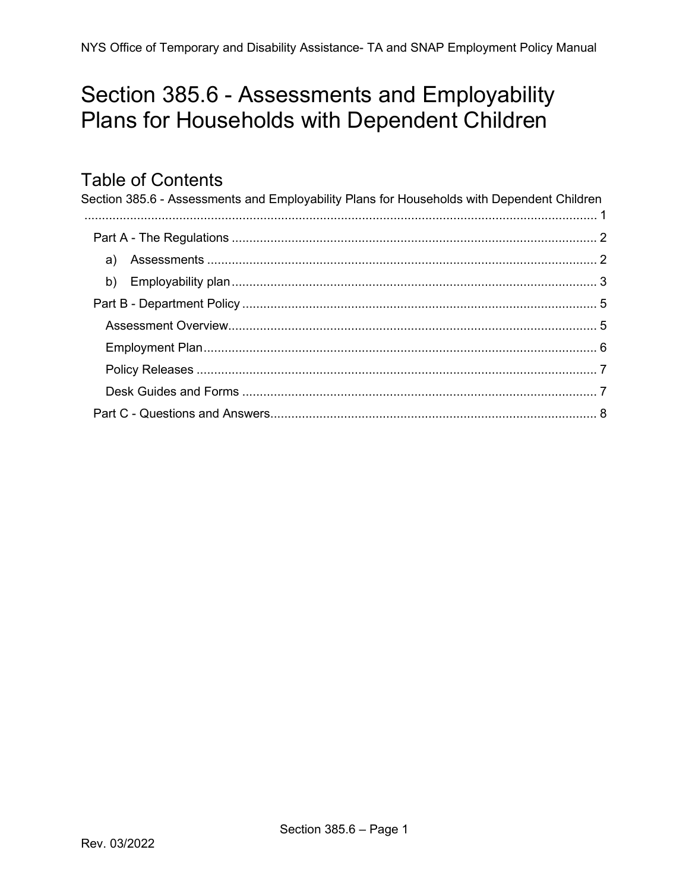# Section 385.6 - Assessments and Employability Plans for Households with Dependent Children

## Table of Contents

Section 385.6 - Assessments and Employability Plans for Households with Dependent Children ..... 1

- Part A - The Regulations ..... 2
  - a) Assessments ..... 2
  - b) Employability plan ..... 3
- Part B - Department Policy ..... 5
  - Assessment Overview ..... 5
  - Employment Plan ..... 6
  - Policy Releases ..... 7
  - Desk Guides and Forms ..... 7
- Part C - Questions and Answers ..... 8

Rev. 03/2022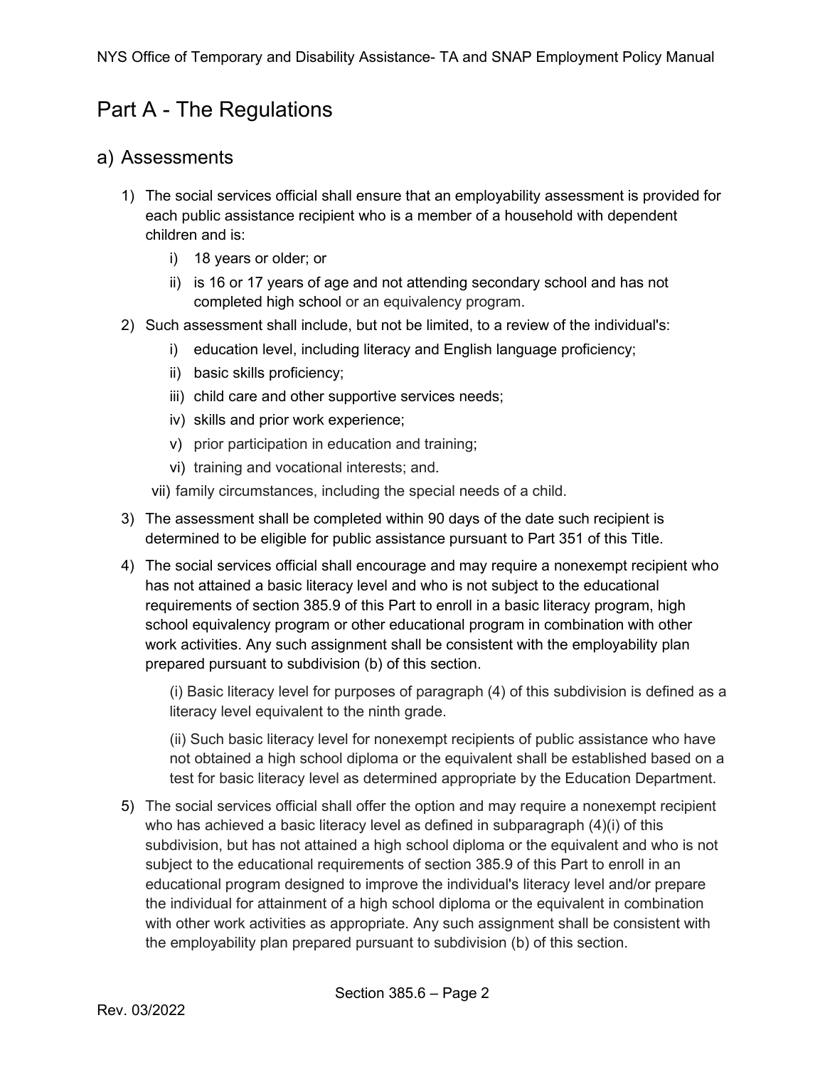# Part A - The Regulations

## a) Assessments

1) The social services official shall ensure that an employability assessment is provided for each public assistance recipient who is a member of a household with dependent children and is:
    i) 18 years or older; or
    ii) is 16 or 17 years of age and not attending secondary school and has not completed high school or an equivalency program.
2) Such assessment shall include, but not be limited, to a review of the individual's:
    i) education level, including literacy and English language proficiency;
    ii) basic skills proficiency;
    iii) child care and other supportive services needs;
    iv) skills and prior work experience;
    v) prior participation in education and training;
    vi) training and vocational interests; and.
    vii) family circumstances, including the special needs of a child.
3) The assessment shall be completed within 90 days of the date such recipient is determined to be eligible for public assistance pursuant to Part 351 of this Title.
4) The social services official shall encourage and may require a nonexempt recipient who has not attained a basic literacy level and who is not subject to the educational requirements of section 385.9 of this Part to enroll in a basic literacy program, high school equivalency program or other educational program in combination with other work activities. Any such assignment shall be consistent with the employability plan prepared pursuant to subdivision (b) of this section.

    (i) Basic literacy level for purposes of paragraph (4) of this subdivision is defined as a literacy level equivalent to the ninth grade.

    (ii) Such basic literacy level for nonexempt recipients of public assistance who have not obtained a high school diploma or the equivalent shall be established based on a test for basic literacy level as determined appropriate by the Education Department.

5) The social services official shall offer the option and may require a nonexempt recipient who has achieved a basic literacy level as defined in subparagraph (4)(i) of this subdivision, but has not attained a high school diploma or the equivalent and who is not subject to the educational requirements of section 385.9 of this Part to enroll in an educational program designed to improve the individual's literacy level and/or prepare the individual for attainment of a high school diploma or the equivalent in combination with other work activities as appropriate. Any such assignment shall be consistent with the employability plan prepared pursuant to subdivision (b) of this section.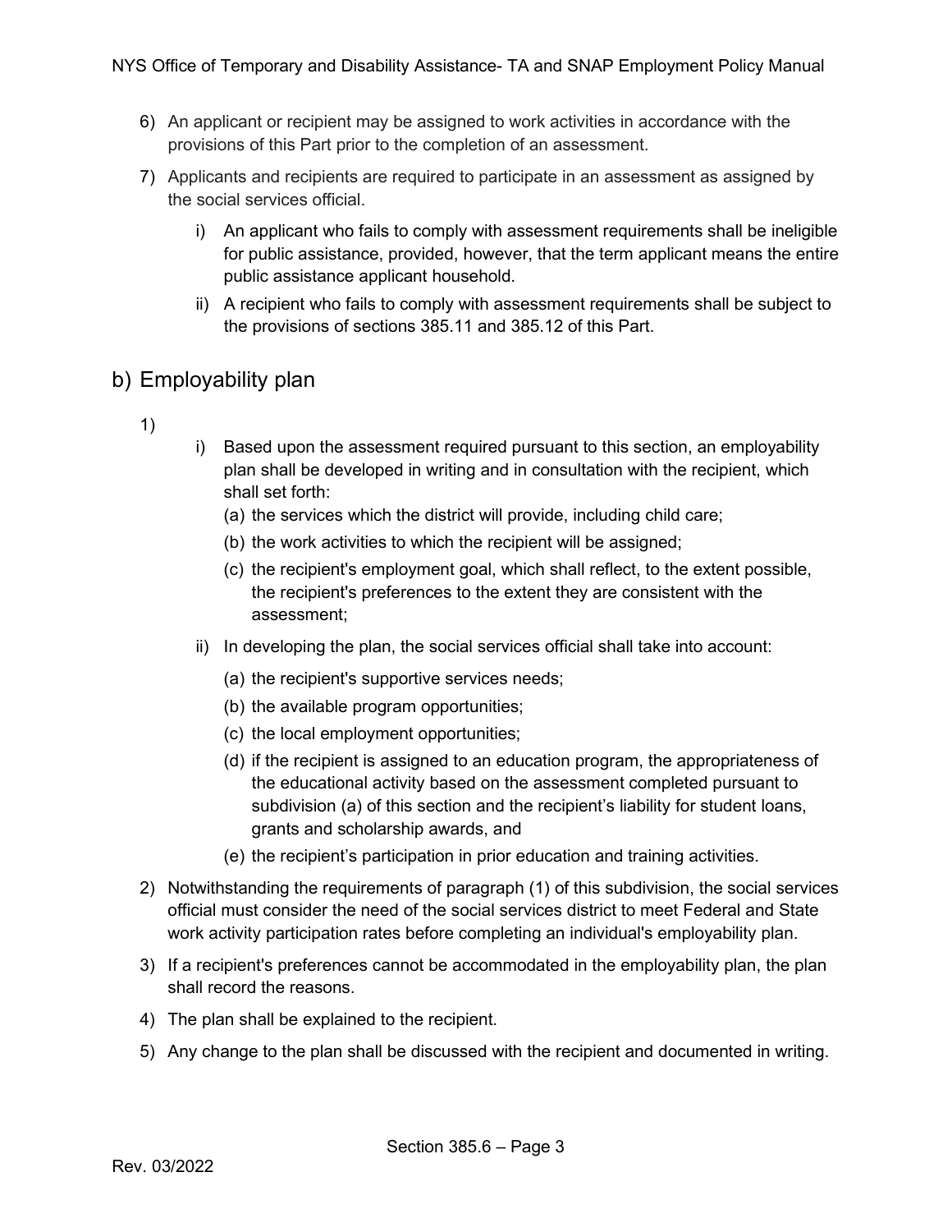6) An applicant or recipient may be assigned to work activities in accordance with the provisions of this Part prior to the completion of an assessment.

7) Applicants and recipients are required to participate in an assessment as assigned by the social services official.

   i) An applicant who fails to comply with assessment requirements shall be ineligible for public assistance, provided, however, that the term applicant means the entire public assistance applicant household.

   ii) A recipient who fails to comply with assessment requirements shall be subject to the provisions of sections 385.11 and 385.12 of this Part.

## b) Employability plan

1)

   i) Based upon the assessment required pursuant to this section, an employability plan shall be developed in writing and in consultation with the recipient, which shall set forth:

      (a) the services which the district will provide, including child care;

      (b) the work activities to which the recipient will be assigned;

      (c) the recipient's employment goal, which shall reflect, to the extent possible, the recipient's preferences to the extent they are consistent with the assessment;

   ii) In developing the plan, the social services official shall take into account:

      (a) the recipient's supportive services needs;

      (b) the available program opportunities;

      (c) the local employment opportunities;

      (d) if the recipient is assigned to an education program, the appropriateness of the educational activity based on the assessment completed pursuant to subdivision (a) of this section and the recipient's liability for student loans, grants and scholarship awards, and

      (e) the recipient's participation in prior education and training activities.

2) Notwithstanding the requirements of paragraph (1) of this subdivision, the social services official must consider the need of the social services district to meet Federal and State work activity participation rates before completing an individual's employability plan.

3) If a recipient's preferences cannot be accommodated in the employability plan, the plan shall record the reasons.

4) The plan shall be explained to the recipient.

5) Any change to the plan shall be discussed with the recipient and documented in writing.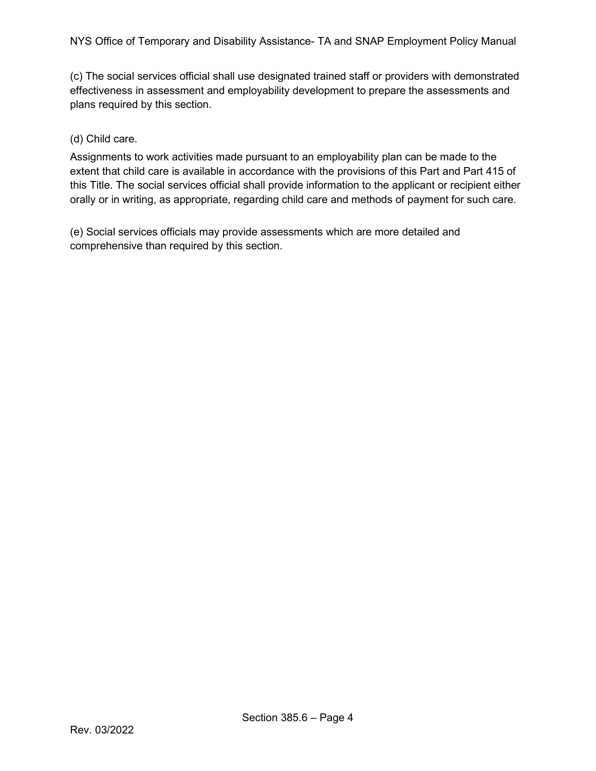(c) The social services official shall use designated trained staff or providers with demonstrated effectiveness in assessment and employability development to prepare the assessments and plans required by this section.

(d) Child care.

Assignments to work activities made pursuant to an employability plan can be made to the extent that child care is available in accordance with the provisions of this Part and Part 415 of this Title. The social services official shall provide information to the applicant or recipient either orally or in writing, as appropriate, regarding child care and methods of payment for such care.

(e) Social services officials may provide assessments which are more detailed and comprehensive than required by this section.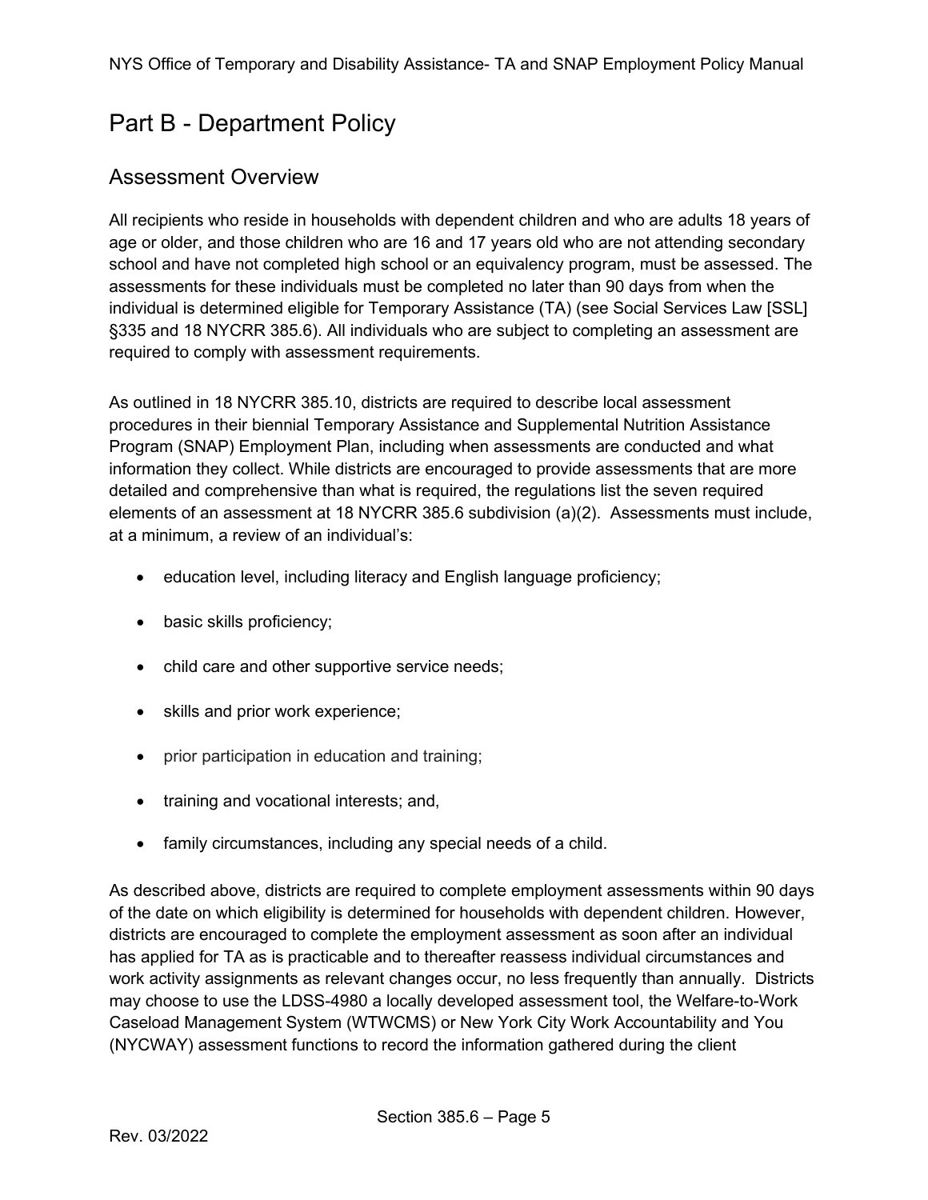# Part B - Department Policy

## Assessment Overview

All recipients who reside in households with dependent children and who are adults 18 years of age or older, and those children who are 16 and 17 years old who are not attending secondary school and have not completed high school or an equivalency program, must be assessed. The assessments for these individuals must be completed no later than 90 days from when the individual is determined eligible for Temporary Assistance (TA) (see Social Services Law [SSL] §335 and 18 NYCRR 385.6). All individuals who are subject to completing an assessment are required to comply with assessment requirements.

As outlined in 18 NYCRR 385.10, districts are required to describe local assessment procedures in their biennial Temporary Assistance and Supplemental Nutrition Assistance Program (SNAP) Employment Plan, including when assessments are conducted and what information they collect. While districts are encouraged to provide assessments that are more detailed and comprehensive than what is required, the regulations list the seven required elements of an assessment at 18 NYCRR 385.6 subdivision (a)(2). Assessments must include, at a minimum, a review of an individual's:

- education level, including literacy and English language proficiency;
- basic skills proficiency;
- child care and other supportive service needs;
- skills and prior work experience;
- prior participation in education and training;
- training and vocational interests; and,
- family circumstances, including any special needs of a child.

As described above, districts are required to complete employment assessments within 90 days of the date on which eligibility is determined for households with dependent children. However, districts are encouraged to complete the employment assessment as soon after an individual has applied for TA as is practicable and to thereafter reassess individual circumstances and work activity assignments as relevant changes occur, no less frequently than annually. Districts may choose to use the LDSS-4980 a locally developed assessment tool, the Welfare-to-Work Caseload Management System (WTWCMS) or New York City Work Accountability and You (NYCWAY) assessment functions to record the information gathered during the client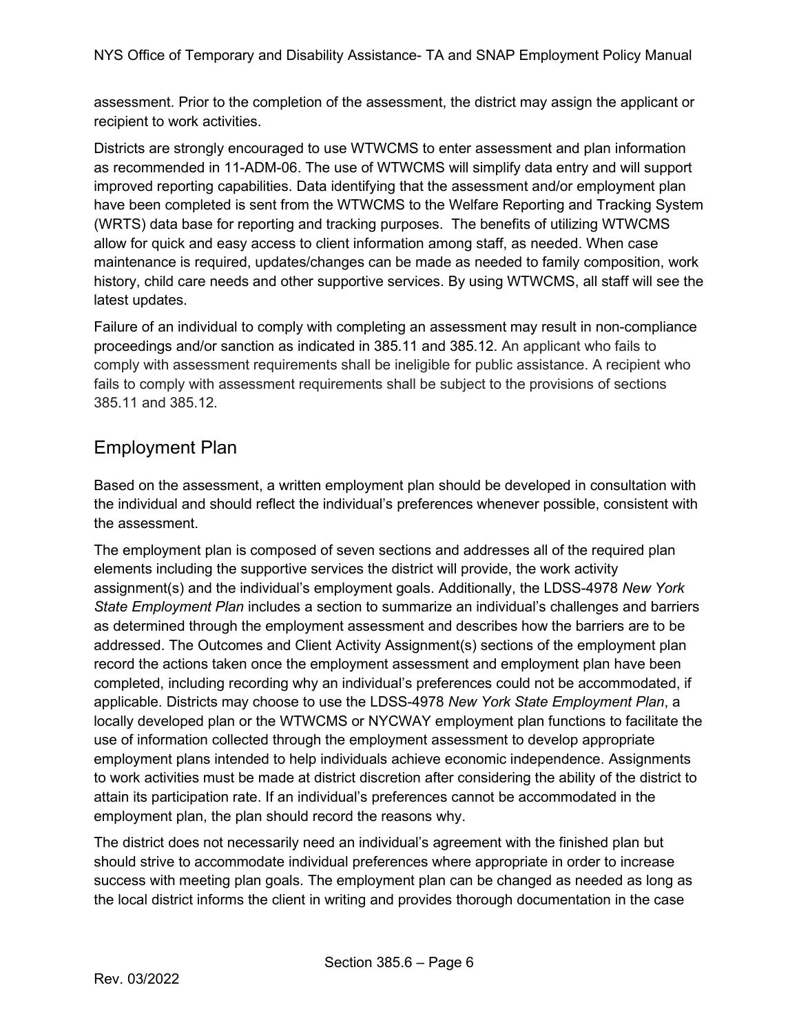assessment. Prior to the completion of the assessment, the district may assign the applicant or recipient to work activities.

Districts are strongly encouraged to use WTWCMS to enter assessment and plan information as recommended in 11-ADM-06. The use of WTWCMS will simplify data entry and will support improved reporting capabilities. Data identifying that the assessment and/or employment plan have been completed is sent from the WTWCMS to the Welfare Reporting and Tracking System (WRTS) data base for reporting and tracking purposes. The benefits of utilizing WTWCMS allow for quick and easy access to client information among staff, as needed. When case maintenance is required, updates/changes can be made as needed to family composition, work history, child care needs and other supportive services. By using WTWCMS, all staff will see the latest updates.

Failure of an individual to comply with completing an assessment may result in non-compliance proceedings and/or sanction as indicated in 385.11 and 385.12. An applicant who fails to comply with assessment requirements shall be ineligible for public assistance. A recipient who fails to comply with assessment requirements shall be subject to the provisions of sections 385.11 and 385.12.

## Employment Plan

Based on the assessment, a written employment plan should be developed in consultation with the individual and should reflect the individual's preferences whenever possible, consistent with the assessment.

The employment plan is composed of seven sections and addresses all of the required plan elements including the supportive services the district will provide, the work activity assignment(s) and the individual's employment goals. Additionally, the LDSS-4978 *New York State Employment Plan* includes a section to summarize an individual's challenges and barriers as determined through the employment assessment and describes how the barriers are to be addressed. The Outcomes and Client Activity Assignment(s) sections of the employment plan record the actions taken once the employment assessment and employment plan have been completed, including recording why an individual's preferences could not be accommodated, if applicable. Districts may choose to use the LDSS-4978 *New York State Employment Plan*, a locally developed plan or the WTWCMS or NYCWAY employment plan functions to facilitate the use of information collected through the employment assessment to develop appropriate employment plans intended to help individuals achieve economic independence. Assignments to work activities must be made at district discretion after considering the ability of the district to attain its participation rate. If an individual's preferences cannot be accommodated in the employment plan, the plan should record the reasons why.

The district does not necessarily need an individual's agreement with the finished plan but should strive to accommodate individual preferences where appropriate in order to increase success with meeting plan goals. The employment plan can be changed as needed as long as the local district informs the client in writing and provides thorough documentation in the case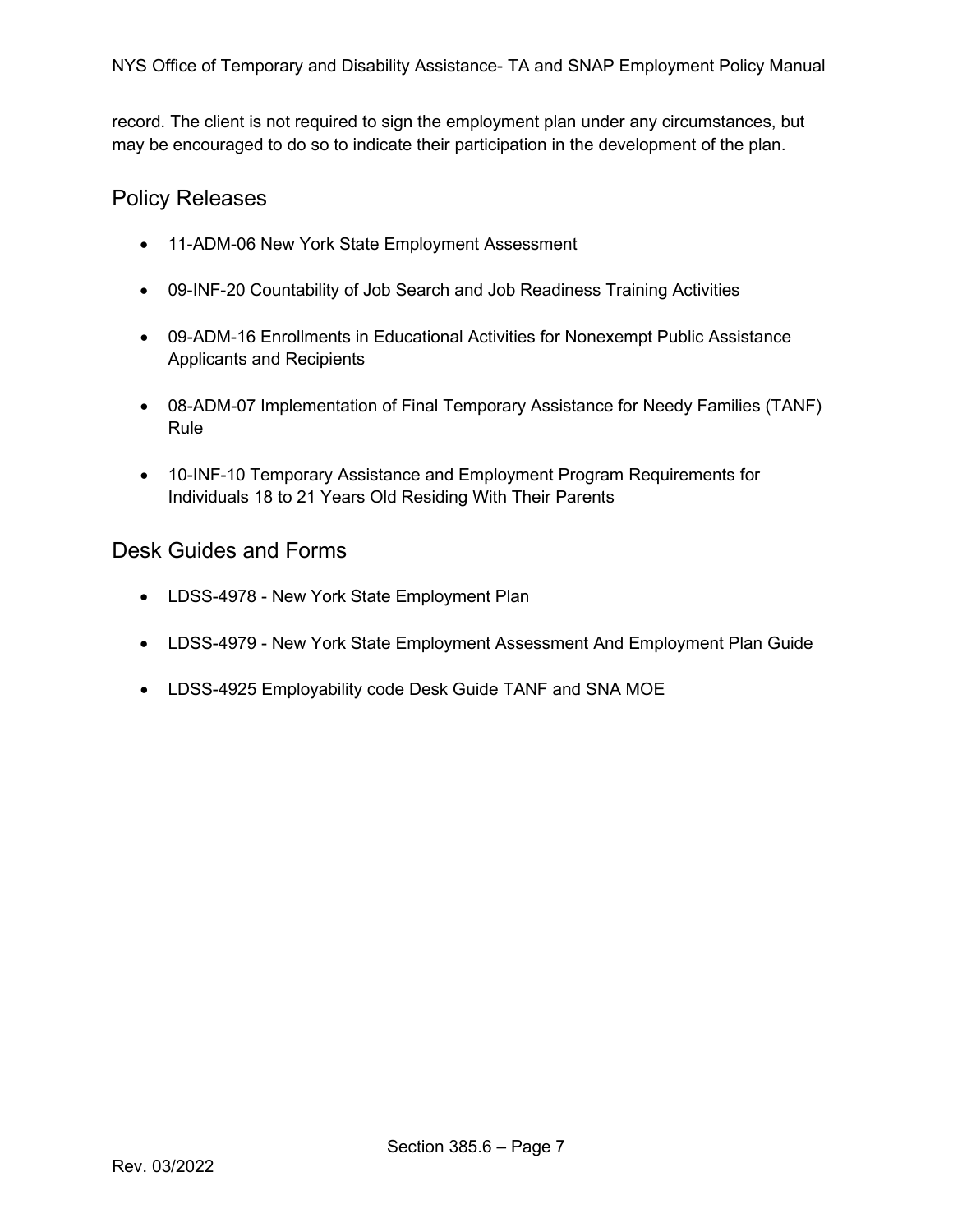record. The client is not required to sign the employment plan under any circumstances, but may be encouraged to do so to indicate their participation in the development of the plan.

## Policy Releases

- 11-ADM-06 New York State Employment Assessment
- 09-INF-20 Countability of Job Search and Job Readiness Training Activities
- 09-ADM-16 Enrollments in Educational Activities for Nonexempt Public Assistance Applicants and Recipients
- 08-ADM-07 Implementation of Final Temporary Assistance for Needy Families (TANF) Rule
- 10-INF-10 Temporary Assistance and Employment Program Requirements for Individuals 18 to 21 Years Old Residing With Their Parents

## Desk Guides and Forms

- LDSS-4978 - New York State Employment Plan
- LDSS-4979 - New York State Employment Assessment And Employment Plan Guide
- LDSS-4925 Employability code Desk Guide TANF and SNA MOE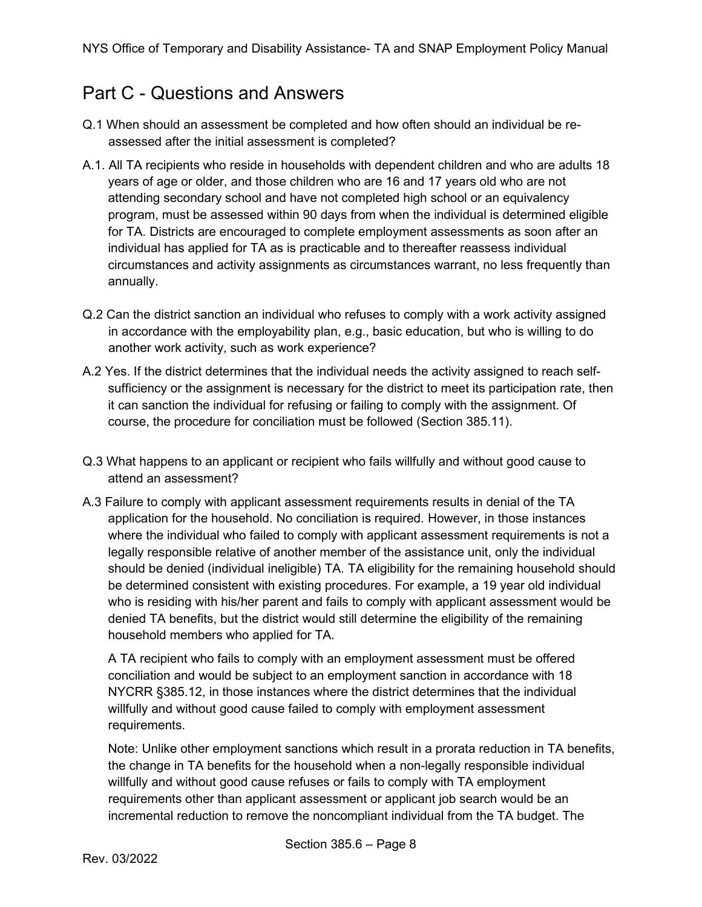## Part C - Questions and Answers

Q.1 When should an assessment be completed and how often should an individual be re-assessed after the initial assessment is completed?

A.1. All TA recipients who reside in households with dependent children and who are adults 18 years of age or older, and those children who are 16 and 17 years old who are not attending secondary school and have not completed high school or an equivalency program, must be assessed within 90 days from when the individual is determined eligible for TA. Districts are encouraged to complete employment assessments as soon after an individual has applied for TA as is practicable and to thereafter reassess individual circumstances and activity assignments as circumstances warrant, no less frequently than annually.

Q.2 Can the district sanction an individual who refuses to comply with a work activity assigned in accordance with the employability plan, e.g., basic education, but who is willing to do another work activity, such as work experience?

A.2 Yes. If the district determines that the individual needs the activity assigned to reach self-sufficiency or the assignment is necessary for the district to meet its participation rate, then it can sanction the individual for refusing or failing to comply with the assignment. Of course, the procedure for conciliation must be followed (Section 385.11).

Q.3 What happens to an applicant or recipient who fails willfully and without good cause to attend an assessment?

A.3 Failure to comply with applicant assessment requirements results in denial of the TA application for the household. No conciliation is required. However, in those instances where the individual who failed to comply with applicant assessment requirements is not a legally responsible relative of another member of the assistance unit, only the individual should be denied (individual ineligible) TA. TA eligibility for the remaining household should be determined consistent with existing procedures. For example, a 19 year old individual who is residing with his/her parent and fails to comply with applicant assessment would be denied TA benefits, but the district would still determine the eligibility of the remaining household members who applied for TA.

A TA recipient who fails to comply with an employment assessment must be offered conciliation and would be subject to an employment sanction in accordance with 18 NYCRR §385.12, in those instances where the district determines that the individual willfully and without good cause failed to comply with employment assessment requirements.

Note: Unlike other employment sanctions which result in a prorata reduction in TA benefits, the change in TA benefits for the household when a non-legally responsible individual willfully and without good cause refuses or fails to comply with TA employment requirements other than applicant assessment or applicant job search would be an incremental reduction to remove the noncompliant individual from the TA budget. The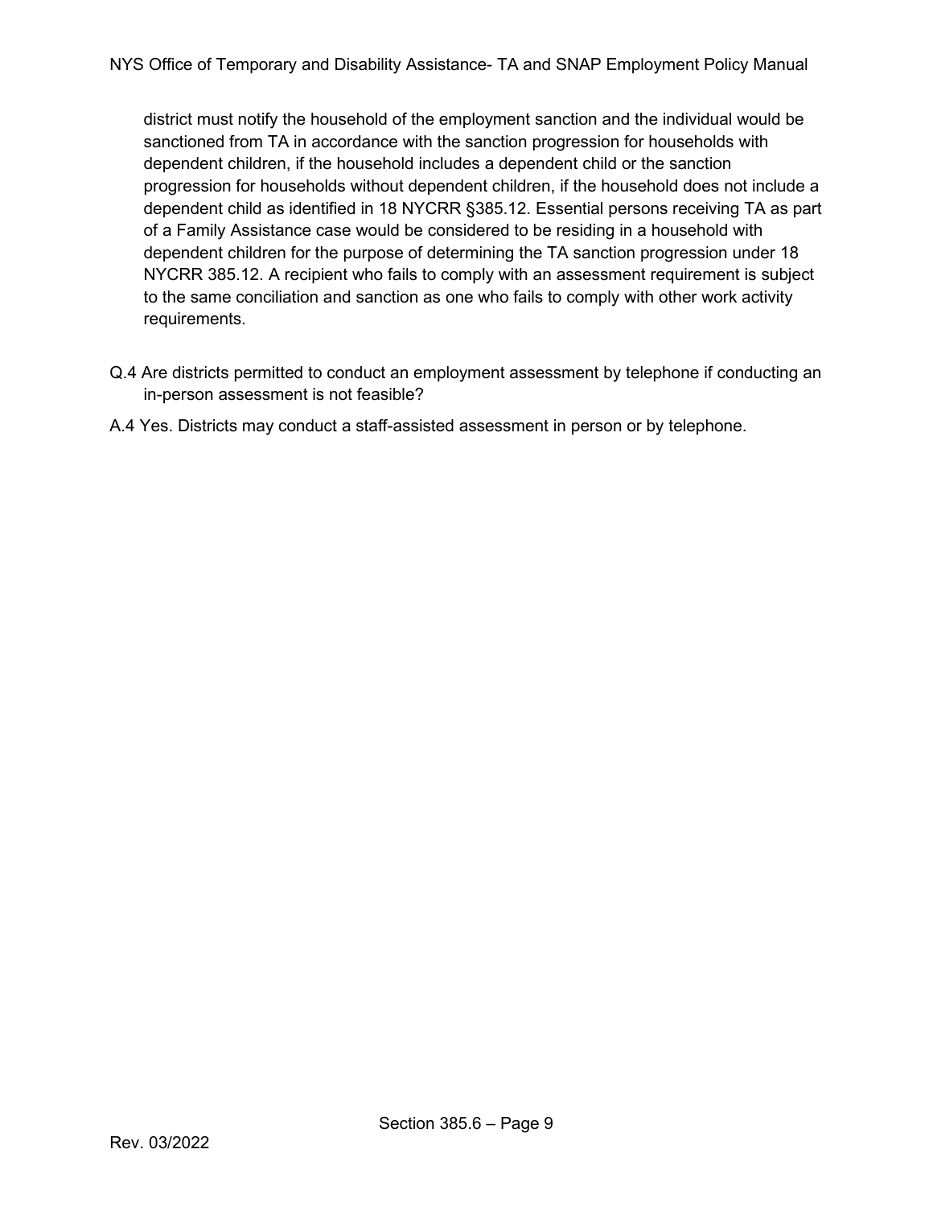district must notify the household of the employment sanction and the individual would be sanctioned from TA in accordance with the sanction progression for households with dependent children, if the household includes a dependent child or the sanction progression for households without dependent children, if the household does not include a dependent child as identified in 18 NYCRR §385.12. Essential persons receiving TA as part of a Family Assistance case would be considered to be residing in a household with dependent children for the purpose of determining the TA sanction progression under 18 NYCRR 385.12. A recipient who fails to comply with an assessment requirement is subject to the same conciliation and sanction as one who fails to comply with other work activity requirements.

Q.4 Are districts permitted to conduct an employment assessment by telephone if conducting an in-person assessment is not feasible?

A.4 Yes. Districts may conduct a staff-assisted assessment in person or by telephone.